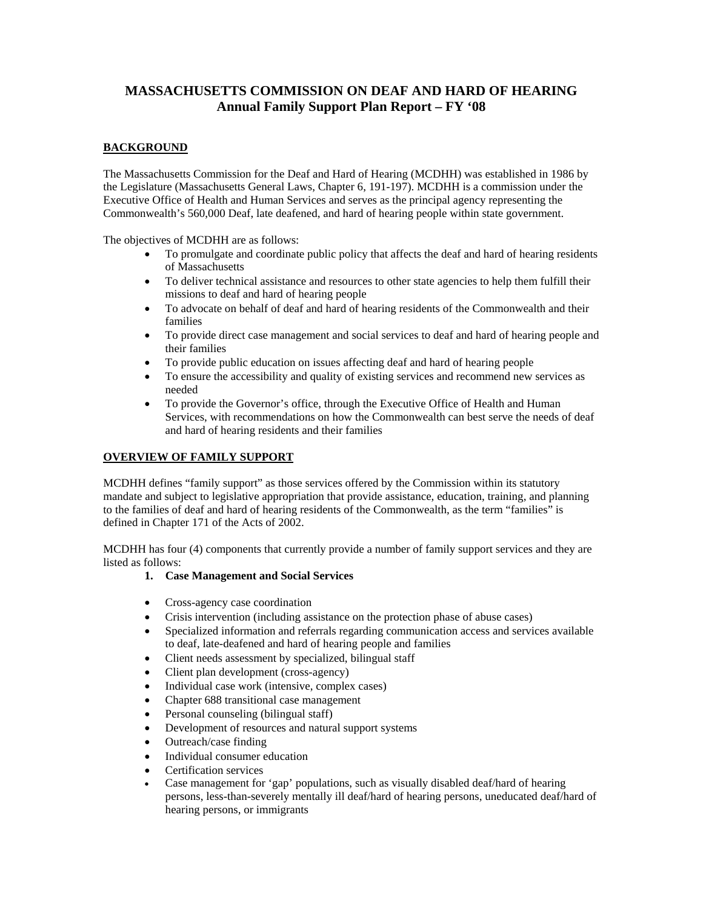# MASSACHUSETTS COMMISSION ON DEAF AND HARD OF HEARING
## Annual Family Support Plan Report – FY '08

### BACKGROUND

The Massachusetts Commission for the Deaf and Hard of Hearing (MCDHH) was established in 1986 by the Legislature (Massachusetts General Laws, Chapter 6, 191-197). MCDHH is a commission under the Executive Office of Health and Human Services and serves as the principal agency representing the Commonwealth's 560,000 Deaf, late deafened, and hard of hearing people within state government.

The objectives of MCDHH are as follows:

- To promulgate and coordinate public policy that affects the deaf and hard of hearing residents of Massachusetts
- To deliver technical assistance and resources to other state agencies to help them fulfill their missions to deaf and hard of hearing people
- To advocate on behalf of deaf and hard of hearing residents of the Commonwealth and their families
- To provide direct case management and social services to deaf and hard of hearing people and their families
- To provide public education on issues affecting deaf and hard of hearing people
- To ensure the accessibility and quality of existing services and recommend new services as needed
- To provide the Governor's office, through the Executive Office of Health and Human Services, with recommendations on how the Commonwealth can best serve the needs of deaf and hard of hearing residents and their families

### OVERVIEW OF FAMILY SUPPORT

MCDHH defines "family support" as those services offered by the Commission within its statutory mandate and subject to legislative appropriation that provide assistance, education, training, and planning to the families of deaf and hard of hearing residents of the Commonwealth, as the term "families" is defined in Chapter 171 of the Acts of 2002.

MCDHH has four (4) components that currently provide a number of family support services and they are listed as follows:

1. **Case Management and Social Services**

- Cross-agency case coordination
- Crisis intervention (including assistance on the protection phase of abuse cases)
- Specialized information and referrals regarding communication access and services available to deaf, late-deafened and hard of hearing people and families
- Client needs assessment by specialized, bilingual staff
- Client plan development (cross-agency)
- Individual case work (intensive, complex cases)
- Chapter 688 transitional case management
- Personal counseling (bilingual staff)
- Development of resources and natural support systems
- Outreach/case finding
- Individual consumer education
- Certification services
- Case management for 'gap' populations, such as visually disabled deaf/hard of hearing persons, less-than-severely mentally ill deaf/hard of hearing persons, uneducated deaf/hard of hearing persons, or immigrants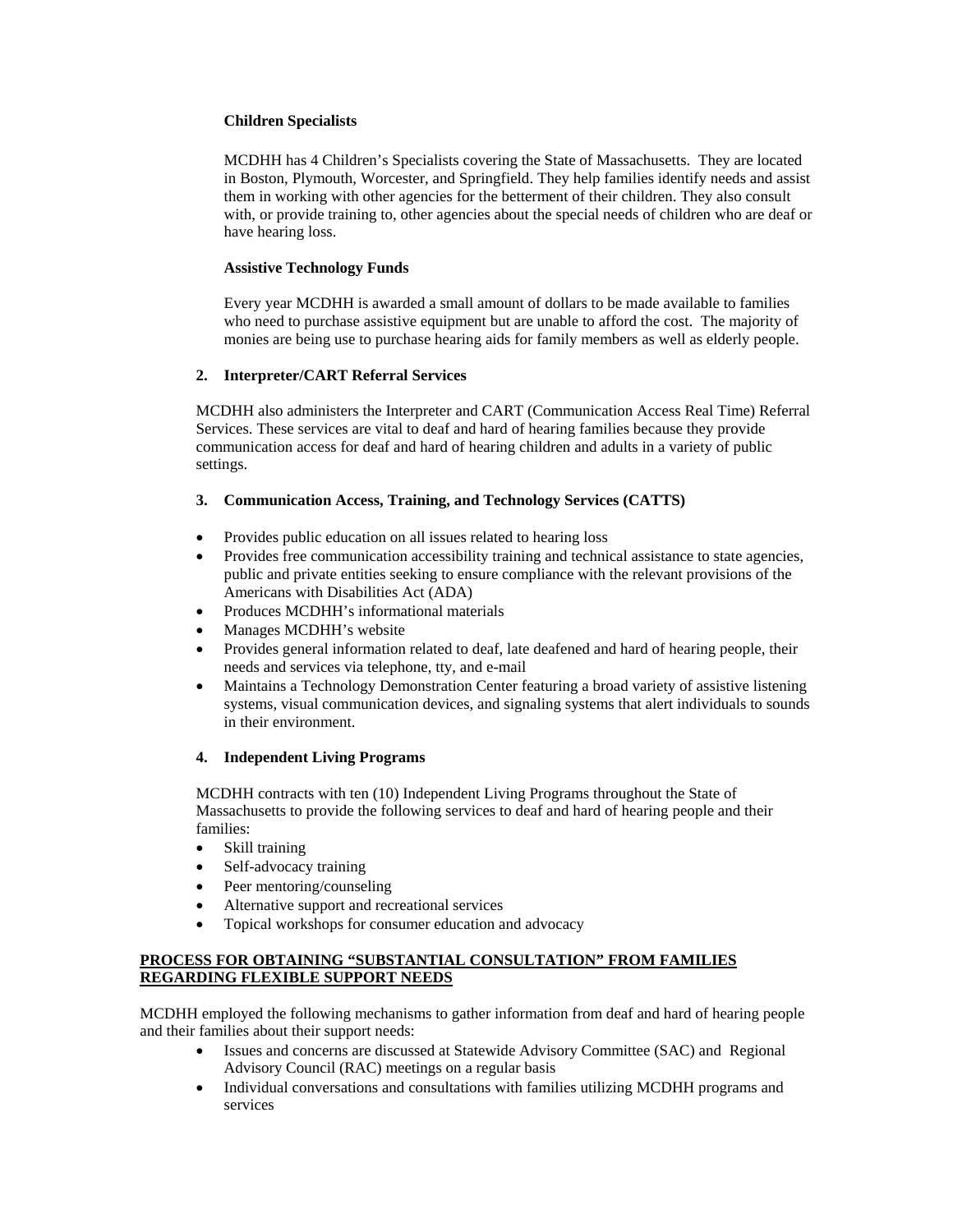**Children Specialists**

MCDHH has 4 Children's Specialists covering the State of Massachusetts. They are located in Boston, Plymouth, Worcester, and Springfield. They help families identify needs and assist them in working with other agencies for the betterment of their children. They also consult with, or provide training to, other agencies about the special needs of children who are deaf or have hearing loss.

**Assistive Technology Funds**

Every year MCDHH is awarded a small amount of dollars to be made available to families who need to purchase assistive equipment but are unable to afford the cost. The majority of monies are being use to purchase hearing aids for family members as well as elderly people.

**2. Interpreter/CART Referral Services**

MCDHH also administers the Interpreter and CART (Communication Access Real Time) Referral Services. These services are vital to deaf and hard of hearing families because they provide communication access for deaf and hard of hearing children and adults in a variety of public settings.

**3. Communication Access, Training, and Technology Services (CATTS)**

- Provides public education on all issues related to hearing loss
- Provides free communication accessibility training and technical assistance to state agencies, public and private entities seeking to ensure compliance with the relevant provisions of the Americans with Disabilities Act (ADA)
- Produces MCDHH's informational materials
- Manages MCDHH's website
- Provides general information related to deaf, late deafened and hard of hearing people, their needs and services via telephone, tty, and e-mail
- Maintains a Technology Demonstration Center featuring a broad variety of assistive listening systems, visual communication devices, and signaling systems that alert individuals to sounds in their environment.

**4. Independent Living Programs**

MCDHH contracts with ten (10) Independent Living Programs throughout the State of Massachusetts to provide the following services to deaf and hard of hearing people and their families:

- Skill training
- Self-advocacy training
- Peer mentoring/counseling
- Alternative support and recreational services
- Topical workshops for consumer education and advocacy

**PROCESS FOR OBTAINING "SUBSTANTIAL CONSULTATION" FROM FAMILIES REGARDING FLEXIBLE SUPPORT NEEDS**

MCDHH employed the following mechanisms to gather information from deaf and hard of hearing people and their families about their support needs:

- Issues and concerns are discussed at Statewide Advisory Committee (SAC) and Regional Advisory Council (RAC) meetings on a regular basis
- Individual conversations and consultations with families utilizing MCDHH programs and services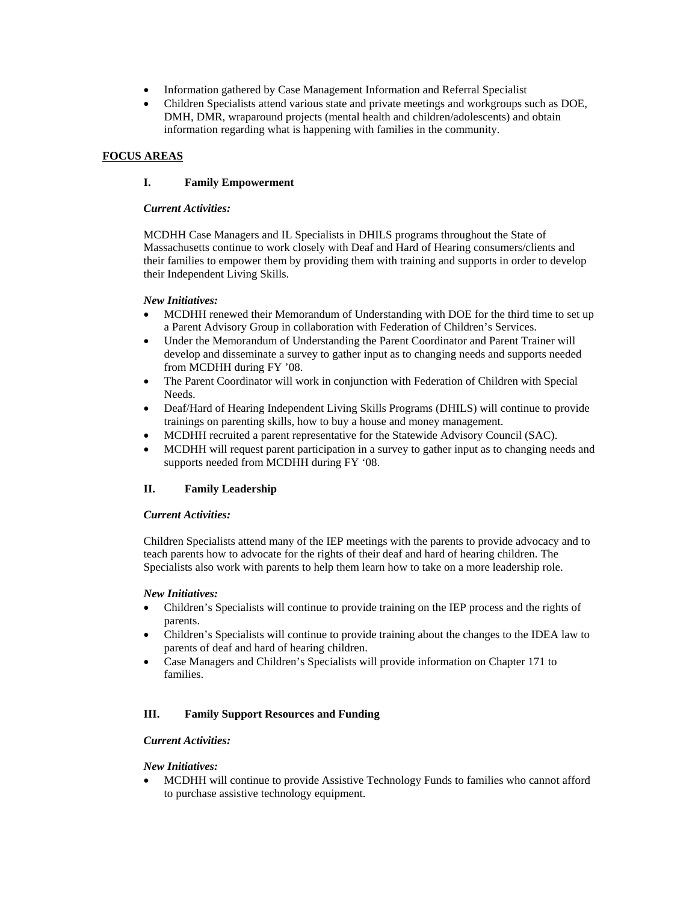- Information gathered by Case Management Information and Referral Specialist
- Children Specialists attend various state and private meetings and workgroups such as DOE, DMH, DMR, wraparound projects (mental health and children/adolescents) and obtain information regarding what is happening with families in the community.

## FOCUS AREAS

### I. Family Empowerment

***Current Activities:***

MCDHH Case Managers and IL Specialists in DHILS programs throughout the State of Massachusetts continue to work closely with Deaf and Hard of Hearing consumers/clients and their families to empower them by providing them with training and supports in order to develop their Independent Living Skills.

***New Initiatives:***

- MCDHH renewed their Memorandum of Understanding with DOE for the third time to set up a Parent Advisory Group in collaboration with Federation of Children's Services.
- Under the Memorandum of Understanding the Parent Coordinator and Parent Trainer will develop and disseminate a survey to gather input as to changing needs and supports needed from MCDHH during FY '08.
- The Parent Coordinator will work in conjunction with Federation of Children with Special Needs.
- Deaf/Hard of Hearing Independent Living Skills Programs (DHILS) will continue to provide trainings on parenting skills, how to buy a house and money management.
- MCDHH recruited a parent representative for the Statewide Advisory Council (SAC).
- MCDHH will request parent participation in a survey to gather input as to changing needs and supports needed from MCDHH during FY '08.

### II. Family Leadership

***Current Activities:***

Children Specialists attend many of the IEP meetings with the parents to provide advocacy and to teach parents how to advocate for the rights of their deaf and hard of hearing children. The Specialists also work with parents to help them learn how to take on a more leadership role.

***New Initiatives:***

- Children's Specialists will continue to provide training on the IEP process and the rights of parents.
- Children's Specialists will continue to provide training about the changes to the IDEA law to parents of deaf and hard of hearing children.
- Case Managers and Children's Specialists will provide information on Chapter 171 to families.

### III. Family Support Resources and Funding

***Current Activities:***

***New Initiatives:***

- MCDHH will continue to provide Assistive Technology Funds to families who cannot afford to purchase assistive technology equipment.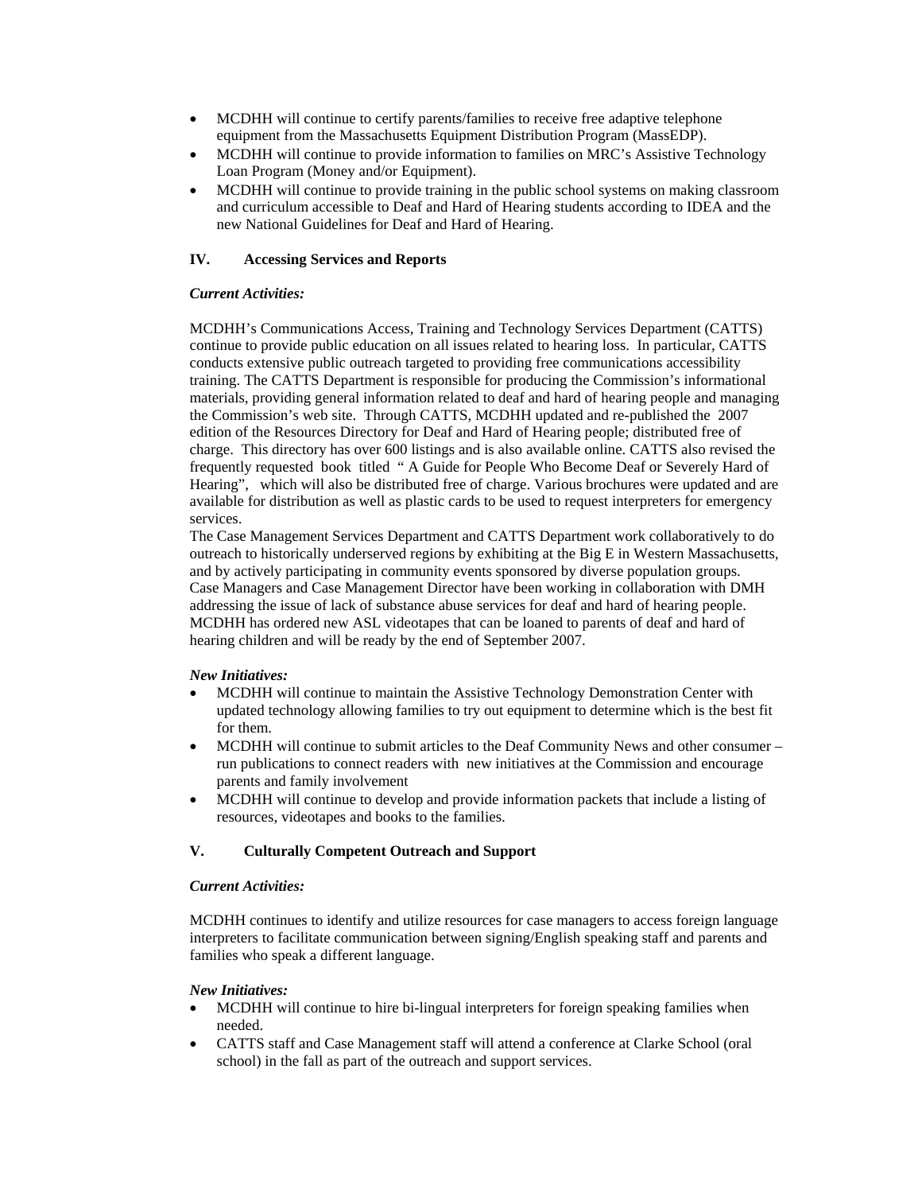- MCDHH will continue to certify parents/families to receive free adaptive telephone equipment from the Massachusetts Equipment Distribution Program (MassEDP).
- MCDHH will continue to provide information to families on MRC's Assistive Technology Loan Program (Money and/or Equipment).
- MCDHH will continue to provide training in the public school systems on making classroom and curriculum accessible to Deaf and Hard of Hearing students according to IDEA and the new National Guidelines for Deaf and Hard of Hearing.

### IV. Accessing Services and Reports

***Current Activities:***

MCDHH's Communications Access, Training and Technology Services Department (CATTS) continue to provide public education on all issues related to hearing loss. In particular, CATTS conducts extensive public outreach targeted to providing free communications accessibility training. The CATTS Department is responsible for producing the Commission's informational materials, providing general information related to deaf and hard of hearing people and managing the Commission's web site. Through CATTS, MCDHH updated and re-published the 2007 edition of the Resources Directory for Deaf and Hard of Hearing people; distributed free of charge. This directory has over 600 listings and is also available online. CATTS also revised the frequently requested book titled " A Guide for People Who Become Deaf or Severely Hard of Hearing", which will also be distributed free of charge. Various brochures were updated and are available for distribution as well as plastic cards to be used to request interpreters for emergency services.

The Case Management Services Department and CATTS Department work collaboratively to do outreach to historically underserved regions by exhibiting at the Big E in Western Massachusetts, and by actively participating in community events sponsored by diverse population groups.

Case Managers and Case Management Director have been working in collaboration with DMH addressing the issue of lack of substance abuse services for deaf and hard of hearing people.

MCDHH has ordered new ASL videotapes that can be loaned to parents of deaf and hard of hearing children and will be ready by the end of September 2007.

***New Initiatives:***

- MCDHH will continue to maintain the Assistive Technology Demonstration Center with updated technology allowing families to try out equipment to determine which is the best fit for them.
- MCDHH will continue to submit articles to the Deaf Community News and other consumer – run publications to connect readers with new initiatives at the Commission and encourage parents and family involvement
- MCDHH will continue to develop and provide information packets that include a listing of resources, videotapes and books to the families.

### V. Culturally Competent Outreach and Support

***Current Activities:***

MCDHH continues to identify and utilize resources for case managers to access foreign language interpreters to facilitate communication between signing/English speaking staff and parents and families who speak a different language.

***New Initiatives:***

- MCDHH will continue to hire bi-lingual interpreters for foreign speaking families when needed.
- CATTS staff and Case Management staff will attend a conference at Clarke School (oral school) in the fall as part of the outreach and support services.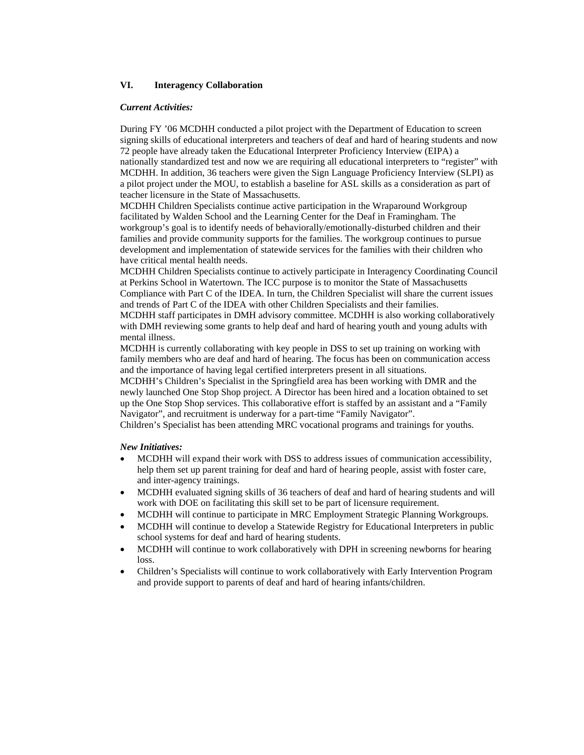## VI. Interagency Collaboration

***Current Activities:***

During FY '06 MCDHH conducted a pilot project with the Department of Education to screen signing skills of educational interpreters and teachers of deaf and hard of hearing students and now 72 people have already taken the Educational Interpreter Proficiency Interview (EIPA) a nationally standardized test and now we are requiring all educational interpreters to "register" with MCDHH. In addition, 36 teachers were given the Sign Language Proficiency Interview (SLPI) as a pilot project under the MOU, to establish a baseline for ASL skills as a consideration as part of teacher licensure in the State of Massachusetts.

MCDHH Children Specialists continue active participation in the Wraparound Workgroup facilitated by Walden School and the Learning Center for the Deaf in Framingham. The workgroup's goal is to identify needs of behaviorally/emotionally-disturbed children and their families and provide community supports for the families. The workgroup continues to pursue development and implementation of statewide services for the families with their children who have critical mental health needs.

MCDHH Children Specialists continue to actively participate in Interagency Coordinating Council at Perkins School in Watertown. The ICC purpose is to monitor the State of Massachusetts Compliance with Part C of the IDEA. In turn, the Children Specialist will share the current issues and trends of Part C of the IDEA with other Children Specialists and their families.

MCDHH staff participates in DMH advisory committee. MCDHH is also working collaboratively with DMH reviewing some grants to help deaf and hard of hearing youth and young adults with mental illness.

MCDHH is currently collaborating with key people in DSS to set up training on working with family members who are deaf and hard of hearing. The focus has been on communication access and the importance of having legal certified interpreters present in all situations.

MCDHH's Children's Specialist in the Springfield area has been working with DMR and the newly launched One Stop Shop project. A Director has been hired and a location obtained to set up the One Stop Shop services. This collaborative effort is staffed by an assistant and a "Family Navigator", and recruitment is underway for a part-time "Family Navigator".

Children's Specialist has been attending MRC vocational programs and trainings for youths.

***New Initiatives:***

- MCDHH will expand their work with DSS to address issues of communication accessibility, help them set up parent training for deaf and hard of hearing people, assist with foster care, and inter-agency trainings.
- MCDHH evaluated signing skills of 36 teachers of deaf and hard of hearing students and will work with DOE on facilitating this skill set to be part of licensure requirement.
- MCDHH will continue to participate in MRC Employment Strategic Planning Workgroups.
- MCDHH will continue to develop a Statewide Registry for Educational Interpreters in public school systems for deaf and hard of hearing students.
- MCDHH will continue to work collaboratively with DPH in screening newborns for hearing loss.
- Children's Specialists will continue to work collaboratively with Early Intervention Program and provide support to parents of deaf and hard of hearing infants/children.